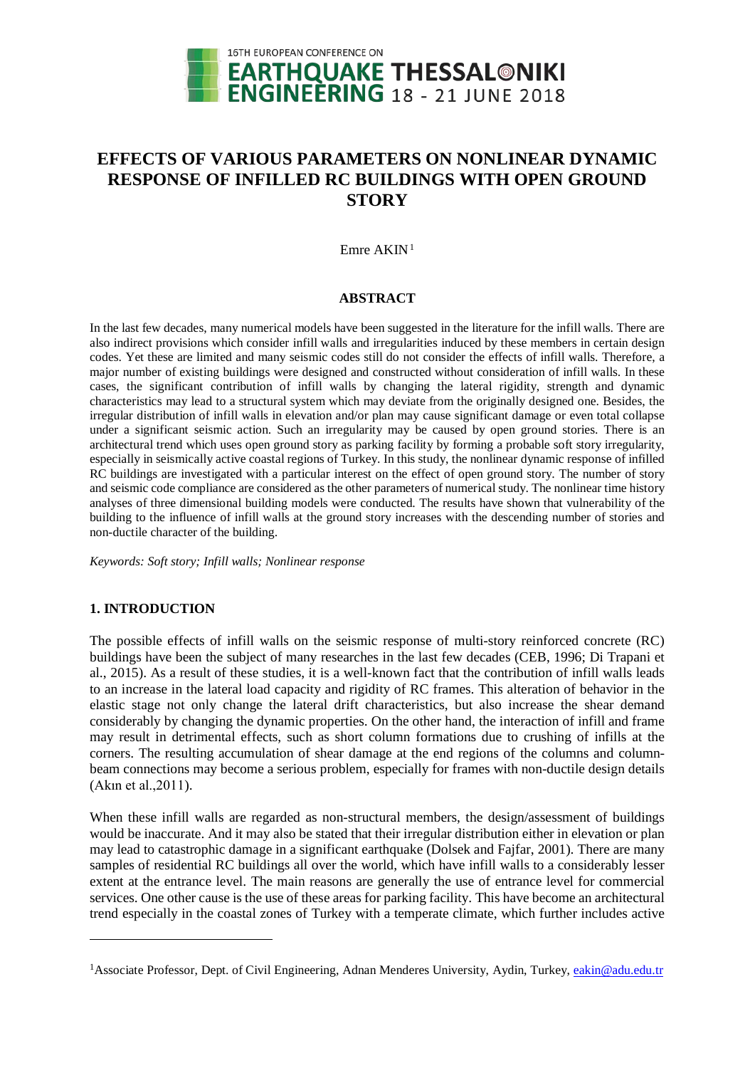# EFFECTS OF VARIOUS PARAMETERS ON NONLINEAR DYNAMIC RESPONSE OF INFILLED RC BUILDINGS WITH OPEN GROUND STORY

Emre AKIN[1]

### ABSTRACT

In the last few decades, many numerical models have been suggested in the literature for the infill walls. There are also indirect provisions which consider infill walls and irregularities induced by these members in certain design codes. Yet these are limited and many seismic codes still do not consider the effects of infill walls. Therefore, a major number of existing buildings were designed and constructed without consideration of infill walls. In these cases, the significant contribution of infill walls by changing the lateral rigidity, strength and dynamic characteristics may lead to a structural system which may deviate from the originally designed one. Besides, the irregular distribution of infill walls in elevation and/or plan may cause significant damage or even total collapse under a significant seismic action. Such an irregularity may be caused by open ground stories. There is an architectural trend which uses open ground story as parking facility by forming a probable soft story irregularity, especially in seismically active coastal regions of Turkey. In this study, the nonlinear dynamic response of infilled RC buildings are investigated with a particular interest on the effect of open ground story. The number of story and seismic code compliance are considered as the other parameters of numerical study. The nonlinear time history analyses of three dimensional building models were conducted. The results have shown that vulnerability of the building to the influence of infill walls at the ground story increases with the descending number of stories and non-ductile character of the building.

*Keywords: Soft story; Infill walls; Nonlinear response*

## 1. INTRODUCTION

The possible effects of infill walls on the seismic response of multi-story reinforced concrete (RC) buildings have been the subject of many researches in the last few decades (CEB, 1996; Di Trapani et al., 2015). As a result of these studies, it is a well-known fact that the contribution of infill walls leads to an increase in the lateral load capacity and rigidity of RC frames. This alteration of behavior in the elastic stage not only change the lateral drift characteristics, but also increase the shear demand considerably by changing the dynamic properties. On the other hand, the interaction of infill and frame may result in detrimental effects, such as short column formations due to crushing of infills at the corners. The resulting accumulation of shear damage at the end regions of the columns and column-beam connections may become a serious problem, especially for frames with non-ductile design details (Akın et al.,2011).

When these infill walls are regarded as non-structural members, the design/assessment of buildings would be inaccurate. And it may also be stated that their irregular distribution either in elevation or plan may lead to catastrophic damage in a significant earthquake (Dolsek and Fajfar, 2001). There are many samples of residential RC buildings all over the world, which have infill walls to a considerably lesser extent at the entrance level. The main reasons are generally the use of entrance level for commercial services. One other cause is the use of these areas for parking facility. This have become an architectural trend especially in the coastal zones of Turkey with a temperate climate, which further includes active

---

[1]Associate Professor, Dept. of Civil Engineering, Adnan Menderes University, Aydin, Turkey, eakin@adu.edu.tr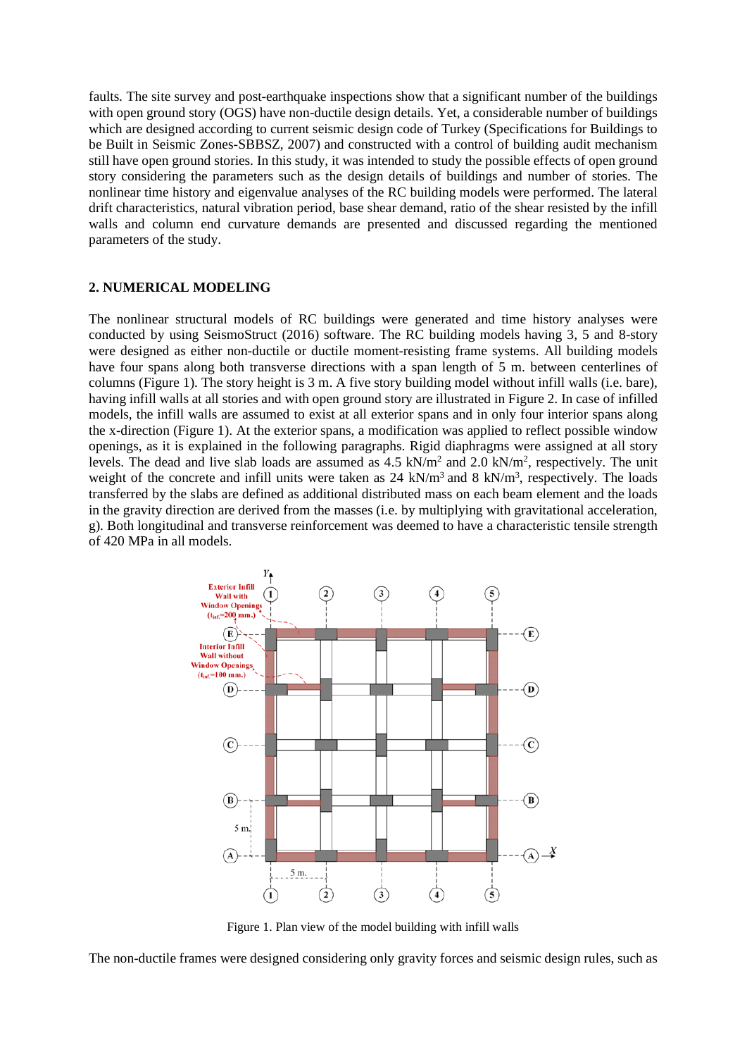faults. The site survey and post-earthquake inspections show that a significant number of the buildings with open ground story (OGS) have non-ductile design details. Yet, a considerable number of buildings which are designed according to current seismic design code of Turkey (Specifications for Buildings to be Built in Seismic Zones-SBBSZ, 2007) and constructed with a control of building audit mechanism still have open ground stories. In this study, it was intended to study the possible effects of open ground story considering the parameters such as the design details of buildings and number of stories. The nonlinear time history and eigenvalue analyses of the RC building models were performed. The lateral drift characteristics, natural vibration period, base shear demand, ratio of the shear resisted by the infill walls and column end curvature demands are presented and discussed regarding the mentioned parameters of the study.

## 2. NUMERICAL MODELING

The nonlinear structural models of RC buildings were generated and time history analyses were conducted by using SeismoStruct (2016) software. The RC building models having 3, 5 and 8-story were designed as either non-ductile or ductile moment-resisting frame systems. All building models have four spans along both transverse directions with a span length of 5 m. between centerlines of columns (Figure 1). The story height is 3 m. A five story building model without infill walls (i.e. bare), having infill walls at all stories and with open ground story are illustrated in Figure 2. In case of infilled models, the infill walls are assumed to exist at all exterior spans and in only four interior spans along the x-direction (Figure 1). At the exterior spans, a modification was applied to reflect possible window openings, as it is explained in the following paragraphs. Rigid diaphragms were assigned at all story levels. The dead and live slab loads are assumed as 4.5 kN/m$^2$ and 2.0 kN/m$^2$, respectively. The unit weight of the concrete and infill units were taken as 24 kN/m$^3$ and 8 kN/m$^3$, respectively. The loads transferred by the slabs are defined as additional distributed mass on each beam element and the loads in the gravity direction are derived from the masses (i.e. by multiplying with gravitational acceleration, g). Both longitudinal and transverse reinforcement was deemed to have a characteristic tensile strength of 420 MPa in all models.

Figure 1. Plan view of the model building with infill walls

The non-ductile frames were designed considering only gravity forces and seismic design rules, such as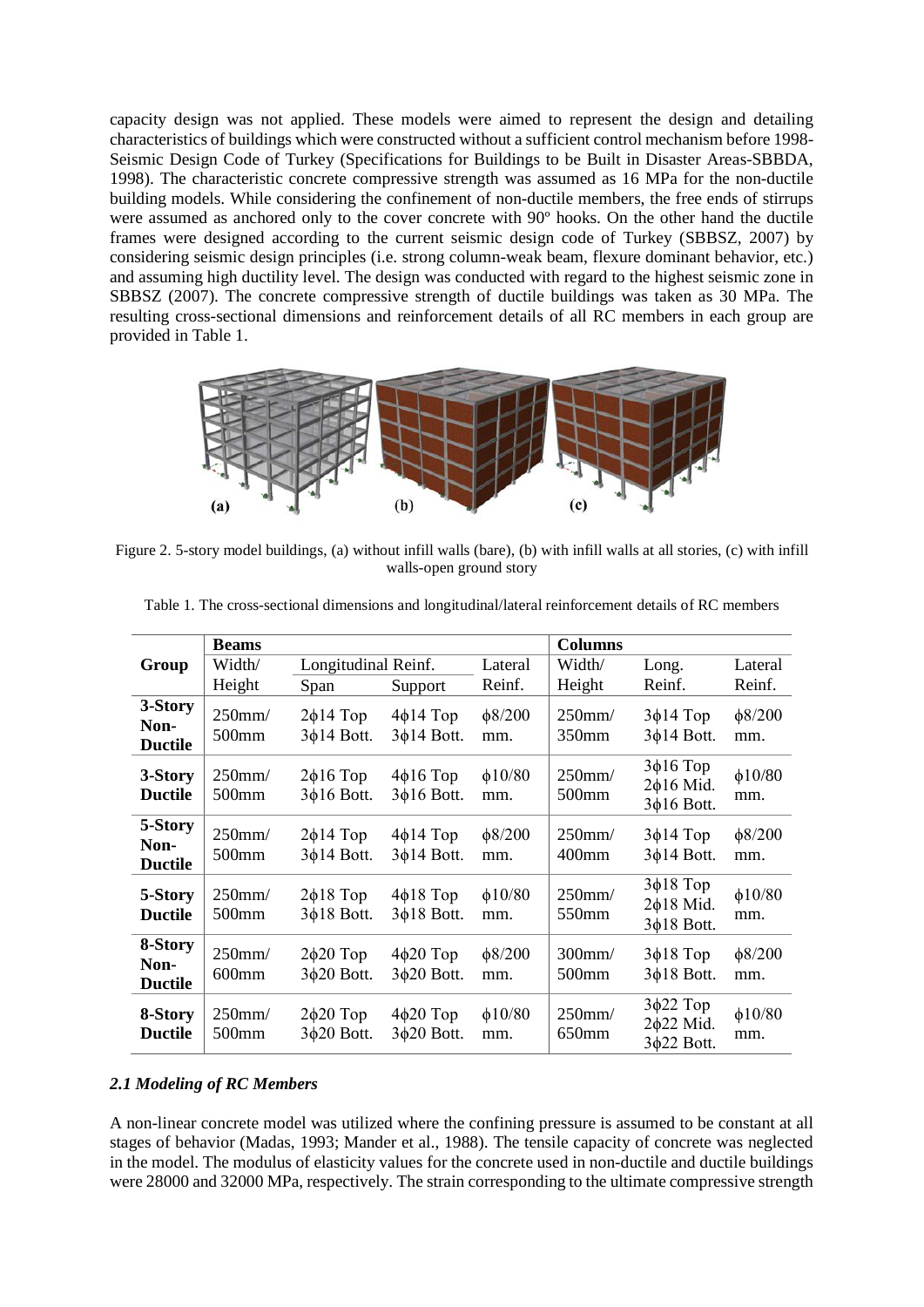capacity design was not applied. These models were aimed to represent the design and detailing characteristics of buildings which were constructed without a sufficient control mechanism before 1998-Seismic Design Code of Turkey (Specifications for Buildings to be Built in Disaster Areas-SBBDA, 1998). The characteristic concrete compressive strength was assumed as 16 MPa for the non-ductile building models. While considering the confinement of non-ductile members, the free ends of stirrups were assumed as anchored only to the cover concrete with 90º hooks. On the other hand the ductile frames were designed according to the current seismic design code of Turkey (SBBSZ, 2007) by considering seismic design principles (i.e. strong column-weak beam, flexure dominant behavior, etc.) and assuming high ductility level. The design was conducted with regard to the highest seismic zone in SBBSZ (2007). The concrete compressive strength of ductile buildings was taken as 30 MPa. The resulting cross-sectional dimensions and reinforcement details of all RC members in each group are provided in Table 1.

Figure 2. 5-story model buildings, (a) without infill walls (bare), (b) with infill walls at all stories, (c) with infill walls-open ground story

Table 1. The cross-sectional dimensions and longitudinal/lateral reinforcement details of RC members

| Group | Beams | | | | Columns | | |
|---|---|---|---|---|---|---|---|
| | Width/ Height | Longitudinal Reinf. Span | Longitudinal Reinf. Support | Lateral Reinf. | Width/ Height | Long. Reinf. | Lateral Reinf. |
| **3-Story Non-Ductile** | 250mm/ 500mm | 2ϕ14 Top 3ϕ14 Bott. | 4ϕ14 Top 3ϕ14 Bott. | ϕ8/200 mm. | 250mm/ 350mm | 3ϕ14 Top 3ϕ14 Bott. | ϕ8/200 mm. |
| **3-Story Ductile** | 250mm/ 500mm | 2ϕ16 Top 3ϕ16 Bott. | 4ϕ16 Top 3ϕ16 Bott. | ϕ10/80 mm. | 250mm/ 500mm | 3ϕ16 Top 2ϕ16 Mid. 3ϕ16 Bott. | ϕ10/80 mm. |
| **5-Story Non-Ductile** | 250mm/ 500mm | 2ϕ14 Top 3ϕ14 Bott. | 4ϕ14 Top 3ϕ14 Bott. | ϕ8/200 mm. | 250mm/ 400mm | 3ϕ14 Top 3ϕ14 Bott. | ϕ8/200 mm. |
| **5-Story Ductile** | 250mm/ 500mm | 2ϕ18 Top 3ϕ18 Bott. | 4ϕ18 Top 3ϕ18 Bott. | ϕ10/80 mm. | 250mm/ 550mm | 3ϕ18 Top 2ϕ18 Mid. 3ϕ18 Bott. | ϕ10/80 mm. |
| **8-Story Non-Ductile** | 250mm/ 600mm | 2ϕ20 Top 3ϕ20 Bott. | 4ϕ20 Top 3ϕ20 Bott. | ϕ8/200 mm. | 300mm/ 500mm | 3ϕ18 Top 3ϕ18 Bott. | ϕ8/200 mm. |
| **8-Story Ductile** | 250mm/ 500mm | 2ϕ20 Top 3ϕ20 Bott. | 4ϕ20 Top 3ϕ20 Bott. | ϕ10/80 mm. | 250mm/ 650mm | 3ϕ22 Top 2ϕ22 Mid. 3ϕ22 Bott. | ϕ10/80 mm. |

### *2.1 Modeling of RC Members*

A non-linear concrete model was utilized where the confining pressure is assumed to be constant at all stages of behavior (Madas, 1993; Mander et al., 1988). The tensile capacity of concrete was neglected in the model. The modulus of elasticity values for the concrete used in non-ductile and ductile buildings were 28000 and 32000 MPa, respectively. The strain corresponding to the ultimate compressive strength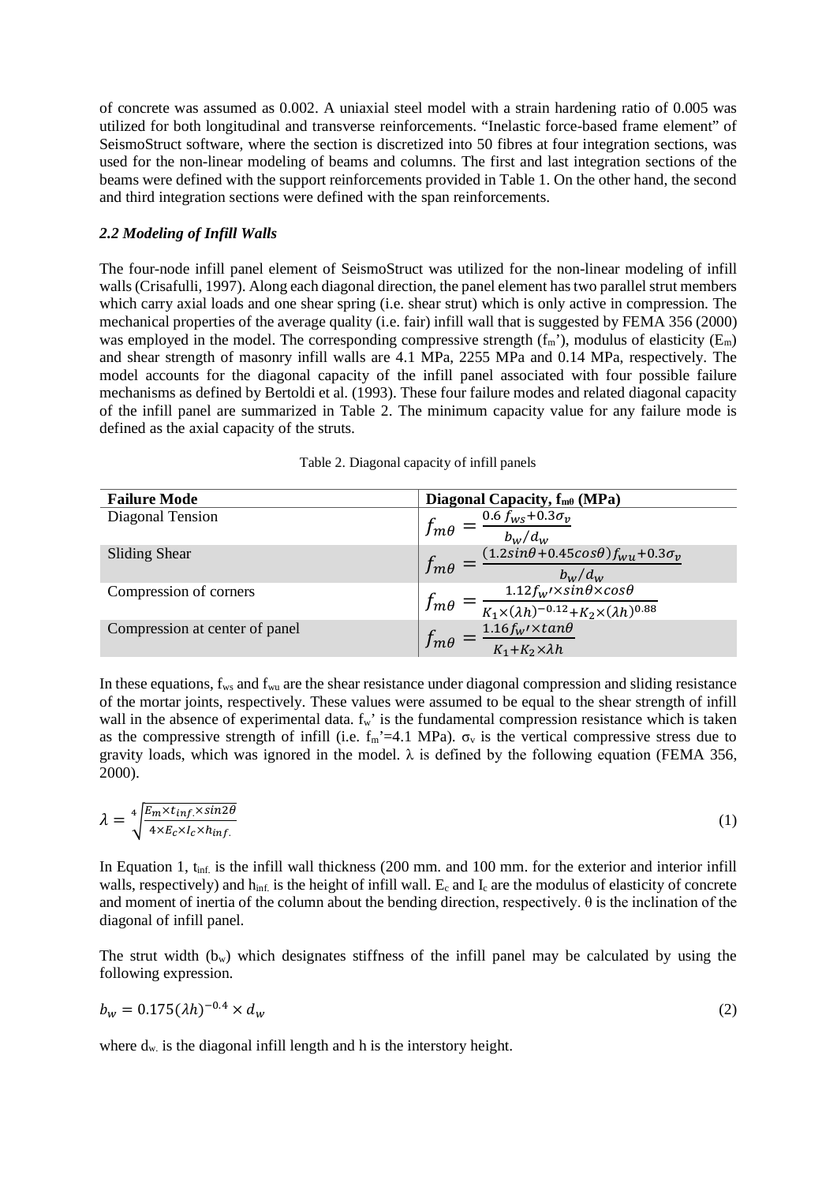of concrete was assumed as 0.002. A uniaxial steel model with a strain hardening ratio of 0.005 was utilized for both longitudinal and transverse reinforcements. "Inelastic force-based frame element" of SeismoStruct software, where the section is discretized into 50 fibres at four integration sections, was used for the non-linear modeling of beams and columns. The first and last integration sections of the beams were defined with the support reinforcements provided in Table 1. On the other hand, the second and third integration sections were defined with the span reinforcements.

### *2.2 Modeling of Infill Walls*

The four-node infill panel element of SeismoStruct was utilized for the non-linear modeling of infill walls (Crisafulli, 1997). Along each diagonal direction, the panel element has two parallel strut members which carry axial loads and one shear spring (i.e. shear strut) which is only active in compression. The mechanical properties of the average quality (i.e. fair) infill wall that is suggested by FEMA 356 (2000) was employed in the model. The corresponding compressive strength ($f_m$'), modulus of elasticity ($E_m$) and shear strength of masonry infill walls are 4.1 MPa, 2255 MPa and 0.14 MPa, respectively. The model accounts for the diagonal capacity of the infill panel associated with four possible failure mechanisms as defined by Bertoldi et al. (1993). These four failure modes and related diagonal capacity of the infill panel are summarized in Table 2. The minimum capacity value for any failure mode is defined as the axial capacity of the struts.

Table 2. Diagonal capacity of infill panels

| **Failure Mode** | **Diagonal Capacity, $f_{m\theta}$ (MPa)** |
|---|---|
| Diagonal Tension | $f_{m\theta} = \frac{0.6\, f_{ws} + 0.3\sigma_v}{b_w/d_w}$ |
| Sliding Shear | $f_{m\theta} = \frac{(1.2 sin\theta + 0.45 cos\theta) f_{wu} + 0.3\sigma_v}{b_w/d_w}$ |
| Compression of corners | $f_{m\theta} = \frac{1.12 f_w' \times sin\theta \times cos\theta}{K_1 \times (\lambda h)^{-0.12} + K_2 \times (\lambda h)^{0.88}}$ |
| Compression at center of panel | $f_{m\theta} = \frac{1.16 f_w' \times tan\theta}{K_1 + K_2 \times \lambda h}$ |

In these equations, $f_{ws}$ and $f_{wu}$ are the shear resistance under diagonal compression and sliding resistance of the mortar joints, respectively. These values were assumed to be equal to the shear strength of infill wall in the absence of experimental data. $f_w$' is the fundamental compression resistance which is taken as the compressive strength of infill (i.e. $f_m$'=4.1 MPa). $\sigma_v$ is the vertical compressive stress due to gravity loads, which was ignored in the model. $\lambda$ is defined by the following equation (FEMA 356, 2000).

$$\lambda = \sqrt[4]{\frac{E_m \times t_{inf.} \times sin2\theta}{4 \times E_c \times I_c \times h_{inf.}}} \tag{1}$$

In Equation 1, $t_{inf.}$ is the infill wall thickness (200 mm. and 100 mm. for the exterior and interior infill walls, respectively) and $h_{inf.}$ is the height of infill wall. $E_c$ and $I_c$ are the modulus of elasticity of concrete and moment of inertia of the column about the bending direction, respectively. $\theta$ is the inclination of the diagonal of infill panel.

The strut width ($b_w$) which designates stiffness of the infill panel may be calculated by using the following expression.

$$b_w = 0.175(\lambda h)^{-0.4} \times d_w \tag{2}$$

where $d_{w.}$ is the diagonal infill length and h is the interstory height.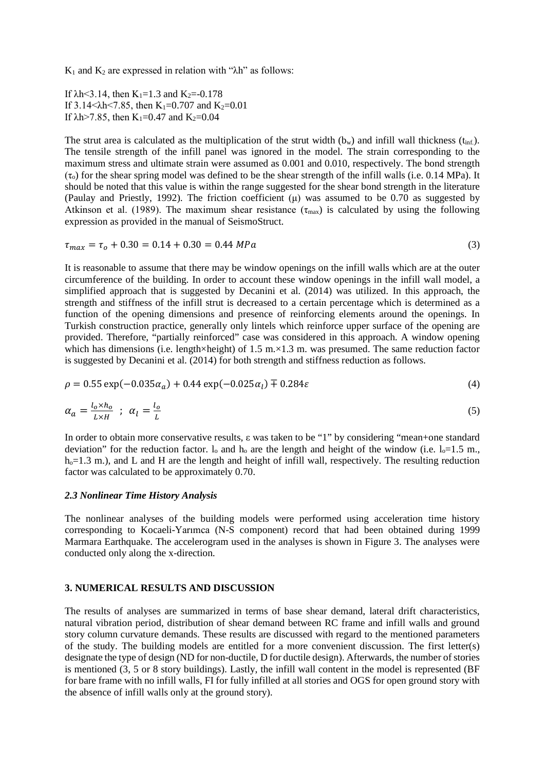$K_1$ and $K_2$ are expressed in relation with "$\lambda h$" as follows:

If $\lambda h<3.14$, then $K_1=1.3$ and $K_2=-0.178$
If $3.14<\lambda h<7.85$, then $K_1=0.707$ and $K_2=0.01$
If $\lambda h>7.85$, then $K_1=0.47$ and $K_2=0.04$

The strut area is calculated as the multiplication of the strut width ($b_w$) and infill wall thickness ($t_{inf.}$). The tensile strength of the infill panel was ignored in the model. The strain corresponding to the maximum stress and ultimate strain were assumed as 0.001 and 0.010, respectively. The bond strength ($\tau_o$) for the shear spring model was defined to be the shear strength of the infill walls (i.e. 0.14 MPa). It should be noted that this value is within the range suggested for the shear bond strength in the literature (Paulay and Priestly, 1992). The friction coefficient ($\mu$) was assumed to be 0.70 as suggested by Atkinson et al. (1989). The maximum shear resistance ($\tau_{max}$) is calculated by using the following expression as provided in the manual of SeismoStruct.

$$\tau_{max} = \tau_o + 0.30 = 0.14 + 0.30 = 0.44\ MPa \tag{3}$$

It is reasonable to assume that there may be window openings on the infill walls which are at the outer circumference of the building. In order to account these window openings in the infill wall model, a simplified approach that is suggested by Decanini et al. (2014) was utilized. In this approach, the strength and stiffness of the infill strut is decreased to a certain percentage which is determined as a function of the opening dimensions and presence of reinforcing elements around the openings. In Turkish construction practice, generally only lintels which reinforce upper surface of the opening are provided. Therefore, "partially reinforced" case was considered in this approach. A window opening which has dimensions (i.e. length×height) of 1.5 m.×1.3 m. was presumed. The same reduction factor is suggested by Decanini et al. (2014) for both strength and stiffness reduction as follows.

$$\rho = 0.55\exp(-0.035\alpha_a) + 0.44\exp(-0.025\alpha_l) \mp 0.284\varepsilon \tag{4}$$

$$\alpha_a = \frac{l_o \times h_o}{L \times H}\ \ ;\ \ \alpha_l = \frac{l_o}{L} \tag{5}$$

In order to obtain more conservative results, $\varepsilon$ was taken to be "1" by considering "mean+one standard deviation" for the reduction factor. $l_o$ and $h_o$ are the length and height of the window (i.e. $l_o$=1.5 m., $h_o$=1.3 m.), and L and H are the length and height of infill wall, respectively. The resulting reduction factor was calculated to be approximately 0.70.

### *2.3 Nonlinear Time History Analysis*

The nonlinear analyses of the building models were performed using acceleration time history corresponding to Kocaeli-Yarımca (N-S component) record that had been obtained during 1999 Marmara Earthquake. The accelerogram used in the analyses is shown in Figure 3. The analyses were conducted only along the x-direction.

## 3. NUMERICAL RESULTS AND DISCUSSION

The results of analyses are summarized in terms of base shear demand, lateral drift characteristics, natural vibration period, distribution of shear demand between RC frame and infill walls and ground story column curvature demands. These results are discussed with regard to the mentioned parameters of the study. The building models are entitled for a more convenient discussion. The first letter(s) designate the type of design (ND for non-ductile, D for ductile design). Afterwards, the number of stories is mentioned (3, 5 or 8 story buildings). Lastly, the infill wall content in the model is represented (BF for bare frame with no infill walls, FI for fully infilled at all stories and OGS for open ground story with the absence of infill walls only at the ground story).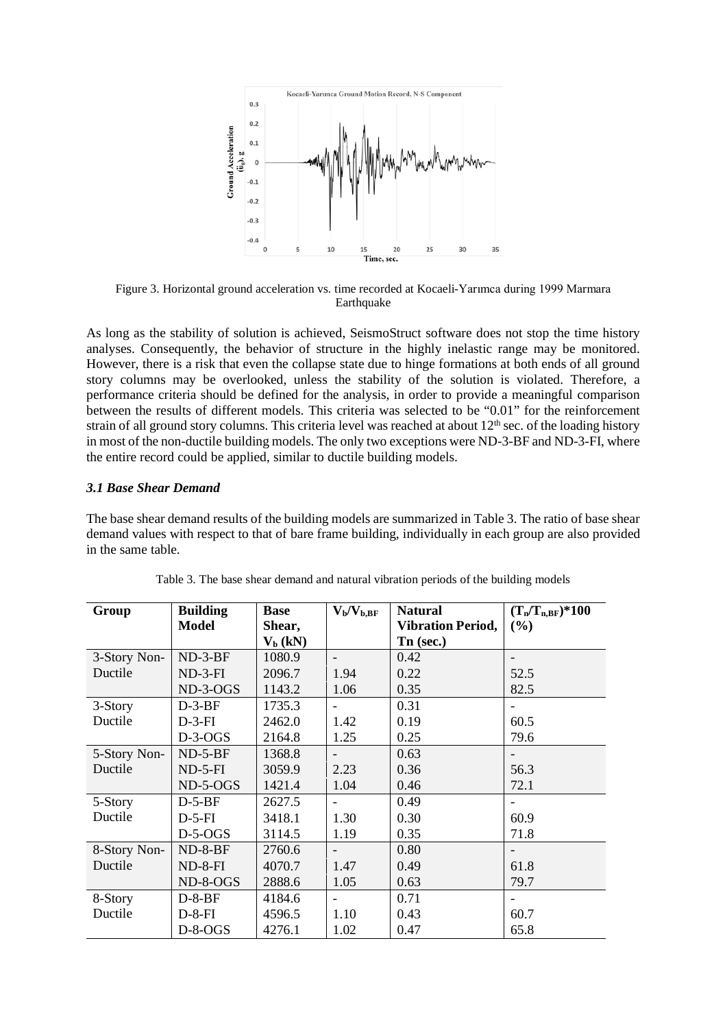Figure 3. Horizontal ground acceleration vs. time recorded at Kocaeli-Yarımca during 1999 Marmara Earthquake

As long as the stability of solution is achieved, SeismoStruct software does not stop the time history analyses. Consequently, the behavior of structure in the highly inelastic range may be monitored. However, there is a risk that even the collapse state due to hinge formations at both ends of all ground story columns may be overlooked, unless the stability of the solution is violated. Therefore, a performance criteria should be defined for the analysis, in order to provide a meaningful comparison between the results of different models. This criteria was selected to be "0.01" for the reinforcement strain of all ground story columns. This criteria level was reached at about 12th sec. of the loading history in most of the non-ductile building models. The only two exceptions were ND-3-BF and ND-3-FI, where the entire record could be applied, similar to ductile building models.

### *3.1 Base Shear Demand*

The base shear demand results of the building models are summarized in Table 3. The ratio of base shear demand values with respect to that of bare frame building, individually in each group are also provided in the same table.

Table 3. The base shear demand and natural vibration periods of the building models

| Group | Building Model | Base Shear, $V_b$ (kN) | $V_b/V_{b,BF}$ | Natural Vibration Period, Tn (sec.) | $(T_n/T_{n,BF})$*100 (%) |
|---|---|---|---|---|---|
| 3-Story Non-Ductile | ND-3-BF | 1080.9 | - | 0.42 | - |
| | ND-3-FI | 2096.7 | 1.94 | 0.22 | 52.5 |
| | ND-3-OGS | 1143.2 | 1.06 | 0.35 | 82.5 |
| 3-Story Ductile | D-3-BF | 1735.3 | - | 0.31 | - |
| | D-3-FI | 2462.0 | 1.42 | 0.19 | 60.5 |
| | D-3-OGS | 2164.8 | 1.25 | 0.25 | 79.6 |
| 5-Story Non-Ductile | ND-5-BF | 1368.8 | - | 0.63 | - |
| | ND-5-FI | 3059.9 | 2.23 | 0.36 | 56.3 |
| | ND-5-OGS | 1421.4 | 1.04 | 0.46 | 72.1 |
| 5-Story Ductile | D-5-BF | 2627.5 | - | 0.49 | - |
| | D-5-FI | 3418.1 | 1.30 | 0.30 | 60.9 |
| | D-5-OGS | 3114.5 | 1.19 | 0.35 | 71.8 |
| 8-Story Non-Ductile | ND-8-BF | 2760.6 | - | 0.80 | - |
| | ND-8-FI | 4070.7 | 1.47 | 0.49 | 61.8 |
| | ND-8-OGS | 2888.6 | 1.05 | 0.63 | 79.7 |
| 8-Story Ductile | D-8-BF | 4184.6 | - | 0.71 | - |
| | D-8-FI | 4596.5 | 1.10 | 0.43 | 60.7 |
| | D-8-OGS | 4276.1 | 1.02 | 0.47 | 65.8 |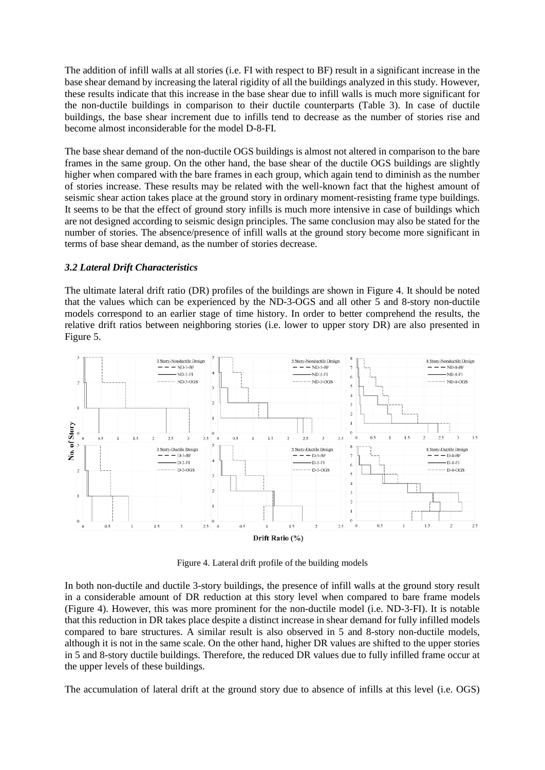The addition of infill walls at all stories (i.e. FI with respect to BF) result in a significant increase in the base shear demand by increasing the lateral rigidity of all the buildings analyzed in this study. However, these results indicate that this increase in the base shear due to infill walls is much more significant for the non-ductile buildings in comparison to their ductile counterparts (Table 3). In case of ductile buildings, the base shear increment due to infills tend to decrease as the number of stories rise and become almost inconsiderable for the model D-8-FI.

The base shear demand of the non-ductile OGS buildings is almost not altered in comparison to the bare frames in the same group. On the other hand, the base shear of the ductile OGS buildings are slightly higher when compared with the bare frames in each group, which again tend to diminish as the number of stories increase. These results may be related with the well-known fact that the highest amount of seismic shear action takes place at the ground story in ordinary moment-resisting frame type buildings. It seems to be that the effect of ground story infills is much more intensive in case of buildings which are not designed according to seismic design principles. The same conclusion may also be stated for the number of stories. The absence/presence of infill walls at the ground story become more significant in terms of base shear demand, as the number of stories decrease.

### *3.2 Lateral Drift Characteristics*

The ultimate lateral drift ratio (DR) profiles of the buildings are shown in Figure 4. It should be noted that the values which can be experienced by the ND-3-OGS and all other 5 and 8-story non-ductile models correspond to an earlier stage of time history. In order to better comprehend the results, the relative drift ratios between neighboring stories (i.e. lower to upper story DR) are also presented in Figure 5.

Figure 4. Lateral drift profile of the building models

In both non-ductile and ductile 3-story buildings, the presence of infill walls at the ground story result in a considerable amount of DR reduction at this story level when compared to bare frame models (Figure 4). However, this was more prominent for the non-ductile model (i.e. ND-3-FI). It is notable that this reduction in DR takes place despite a distinct increase in shear demand for fully infilled models compared to bare structures. A similar result is also observed in 5 and 8-story non-ductile models, although it is not in the same scale. On the other hand, higher DR values are shifted to the upper stories in 5 and 8-story ductile buildings. Therefore, the reduced DR values due to fully infilled frame occur at the upper levels of these buildings.

The accumulation of lateral drift at the ground story due to absence of infills at this level (i.e. OGS)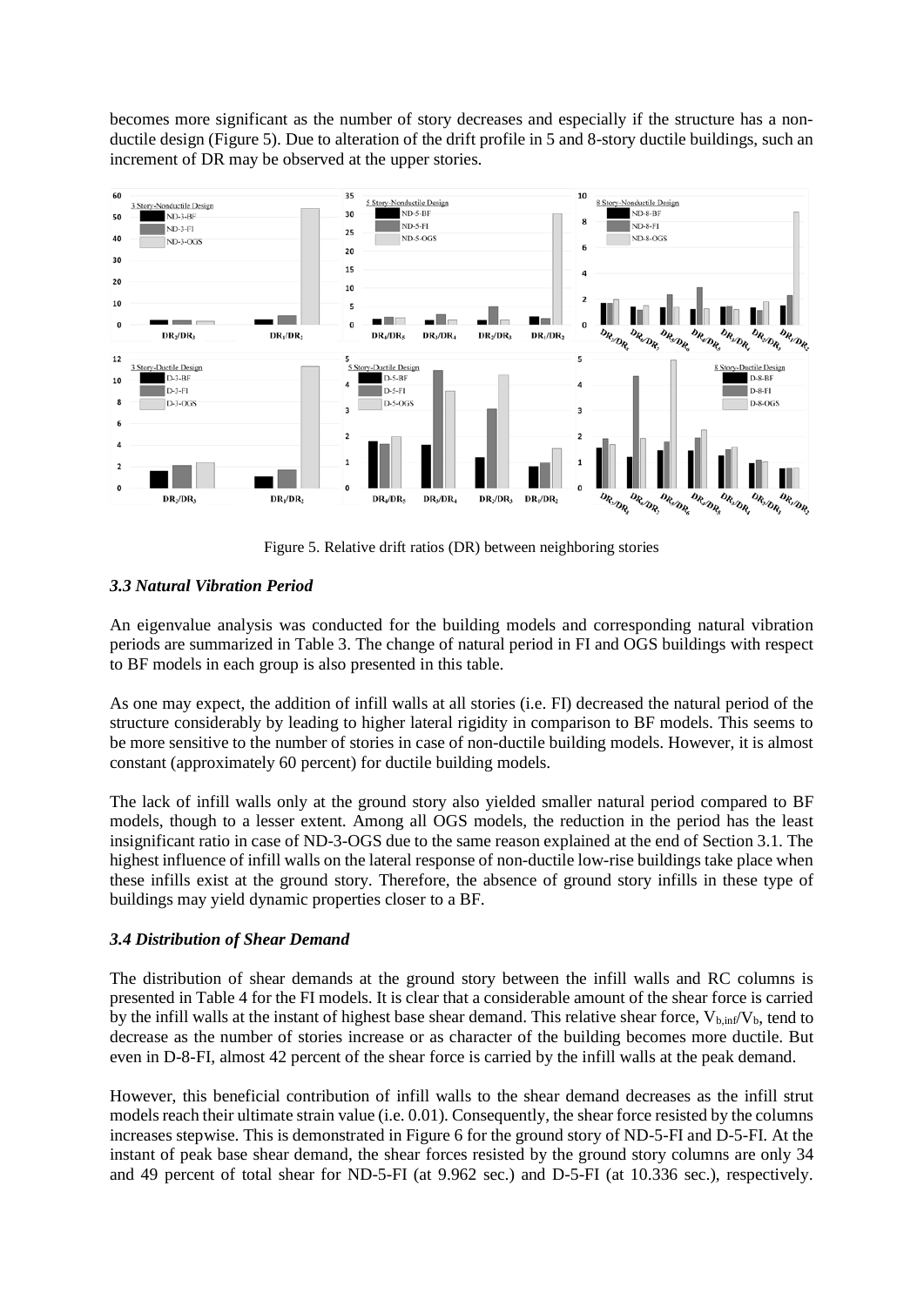becomes more significant as the number of story decreases and especially if the structure has a non-ductile design (Figure 5). Due to alteration of the drift profile in 5 and 8-story ductile buildings, such an increment of DR may be observed at the upper stories.

Figure 5. Relative drift ratios (DR) between neighboring stories

### *3.3 Natural Vibration Period*

An eigenvalue analysis was conducted for the building models and corresponding natural vibration periods are summarized in Table 3. The change of natural period in FI and OGS buildings with respect to BF models in each group is also presented in this table.

As one may expect, the addition of infill walls at all stories (i.e. FI) decreased the natural period of the structure considerably by leading to higher lateral rigidity in comparison to BF models. This seems to be more sensitive to the number of stories in case of non-ductile building models. However, it is almost constant (approximately 60 percent) for ductile building models.

The lack of infill walls only at the ground story also yielded smaller natural period compared to BF models, though to a lesser extent. Among all OGS models, the reduction in the period has the least insignificant ratio in case of ND-3-OGS due to the same reason explained at the end of Section 3.1. The highest influence of infill walls on the lateral response of non-ductile low-rise buildings take place when these infills exist at the ground story. Therefore, the absence of ground story infills in these type of buildings may yield dynamic properties closer to a BF.

### *3.4 Distribution of Shear Demand*

The distribution of shear demands at the ground story between the infill walls and RC columns is presented in Table 4 for the FI models. It is clear that a considerable amount of the shear force is carried by the infill walls at the instant of highest base shear demand. This relative shear force, $V_{b,inf}/V_b$, tend to decrease as the number of stories increase or as character of the building becomes more ductile. But even in D-8-FI, almost 42 percent of the shear force is carried by the infill walls at the peak demand.

However, this beneficial contribution of infill walls to the shear demand decreases as the infill strut models reach their ultimate strain value (i.e. 0.01). Consequently, the shear force resisted by the columns increases stepwise. This is demonstrated in Figure 6 for the ground story of ND-5-FI and D-5-FI. At the instant of peak base shear demand, the shear forces resisted by the ground story columns are only 34 and 49 percent of total shear for ND-5-FI (at 9.962 sec.) and D-5-FI (at 10.336 sec.), respectively.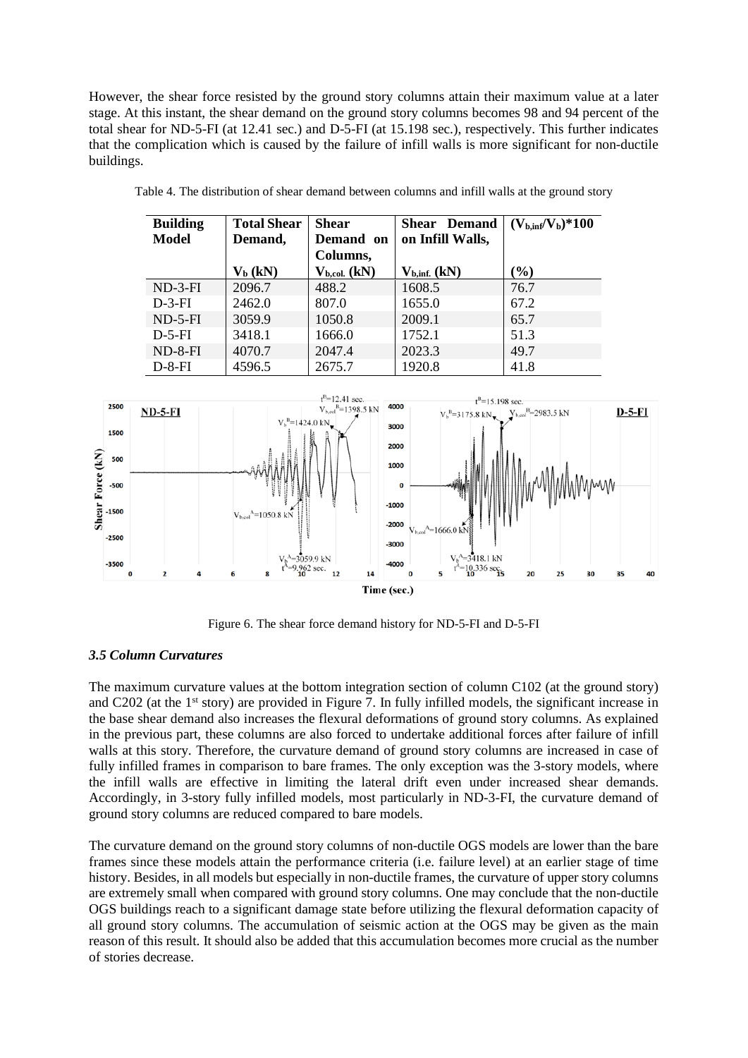However, the shear force resisted by the ground story columns attain their maximum value at a later stage. At this instant, the shear demand on the ground story columns becomes 98 and 94 percent of the total shear for ND-5-FI (at 12.41 sec.) and D-5-FI (at 15.198 sec.), respectively. This further indicates that the complication which is caused by the failure of infill walls is more significant for non-ductile buildings.

Table 4. The distribution of shear demand between columns and infill walls at the ground story

| Building Model | Total Shear Demand, $V_b$ (kN) | Shear Demand on Columns, $V_{b,col.}$ (kN) | Shear Demand on Infill Walls, $V_{b,inf.}$ (kN) | $(V_{b,inf}/V_b)*100$ (%) |
|---|---|---|---|---|
| ND-3-FI | 2096.7 | 488.2 | 1608.5 | 76.7 |
| D-3-FI | 2462.0 | 807.0 | 1655.0 | 67.2 |
| ND-5-FI | 3059.9 | 1050.8 | 2009.1 | 65.7 |
| D-5-FI | 3418.1 | 1666.0 | 1752.1 | 51.3 |
| ND-8-FI | 4070.7 | 2047.4 | 2023.3 | 49.7 |
| D-8-FI | 4596.5 | 2675.7 | 1920.8 | 41.8 |

Figure 6. The shear force demand history for ND-5-FI and D-5-FI

### *3.5 Column Curvatures*

The maximum curvature values at the bottom integration section of column C102 (at the ground story) and C202 (at the 1st story) are provided in Figure 7. In fully infilled models, the significant increase in the base shear demand also increases the flexural deformations of ground story columns. As explained in the previous part, these columns are also forced to undertake additional forces after failure of infill walls at this story. Therefore, the curvature demand of ground story columns are increased in case of fully infilled frames in comparison to bare frames. The only exception was the 3-story models, where the infill walls are effective in limiting the lateral drift even under increased shear demands. Accordingly, in 3-story fully infilled models, most particularly in ND-3-FI, the curvature demand of ground story columns are reduced compared to bare models.

The curvature demand on the ground story columns of non-ductile OGS models are lower than the bare frames since these models attain the performance criteria (i.e. failure level) at an earlier stage of time history. Besides, in all models but especially in non-ductile frames, the curvature of upper story columns are extremely small when compared with ground story columns. One may conclude that the non-ductile OGS buildings reach to a significant damage state before utilizing the flexural deformation capacity of all ground story columns. The accumulation of seismic action at the OGS may be given as the main reason of this result. It should also be added that this accumulation becomes more crucial as the number of stories decrease.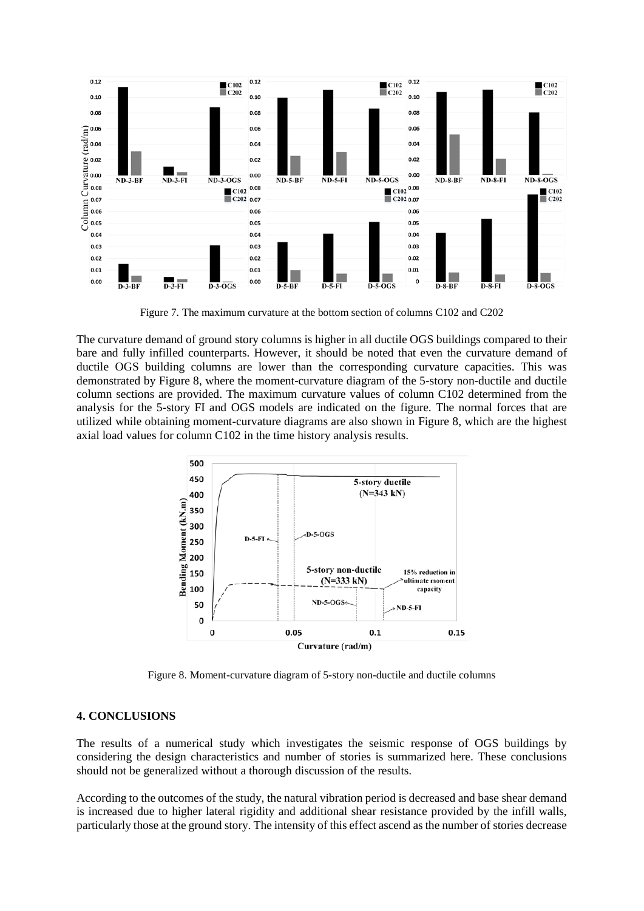Figure 7. The maximum curvature at the bottom section of columns C102 and C202

The curvature demand of ground story columns is higher in all ductile OGS buildings compared to their bare and fully infilled counterparts. However, it should be noted that even the curvature demand of ductile OGS building columns are lower than the corresponding curvature capacities. This was demonstrated by Figure 8, where the moment-curvature diagram of the 5-story non-ductile and ductile column sections are provided. The maximum curvature values of column C102 determined from the analysis for the 5-story FI and OGS models are indicated on the figure. The normal forces that are utilized while obtaining moment-curvature diagrams are also shown in Figure 8, which are the highest axial load values for column C102 in the time history analysis results.

Figure 8. Moment-curvature diagram of 5-story non-ductile and ductile columns

## 4. CONCLUSIONS

The results of a numerical study which investigates the seismic response of OGS buildings by considering the design characteristics and number of stories is summarized here. These conclusions should not be generalized without a thorough discussion of the results.

According to the outcomes of the study, the natural vibration period is decreased and base shear demand is increased due to higher lateral rigidity and additional shear resistance provided by the infill walls, particularly those at the ground story. The intensity of this effect ascend as the number of stories decrease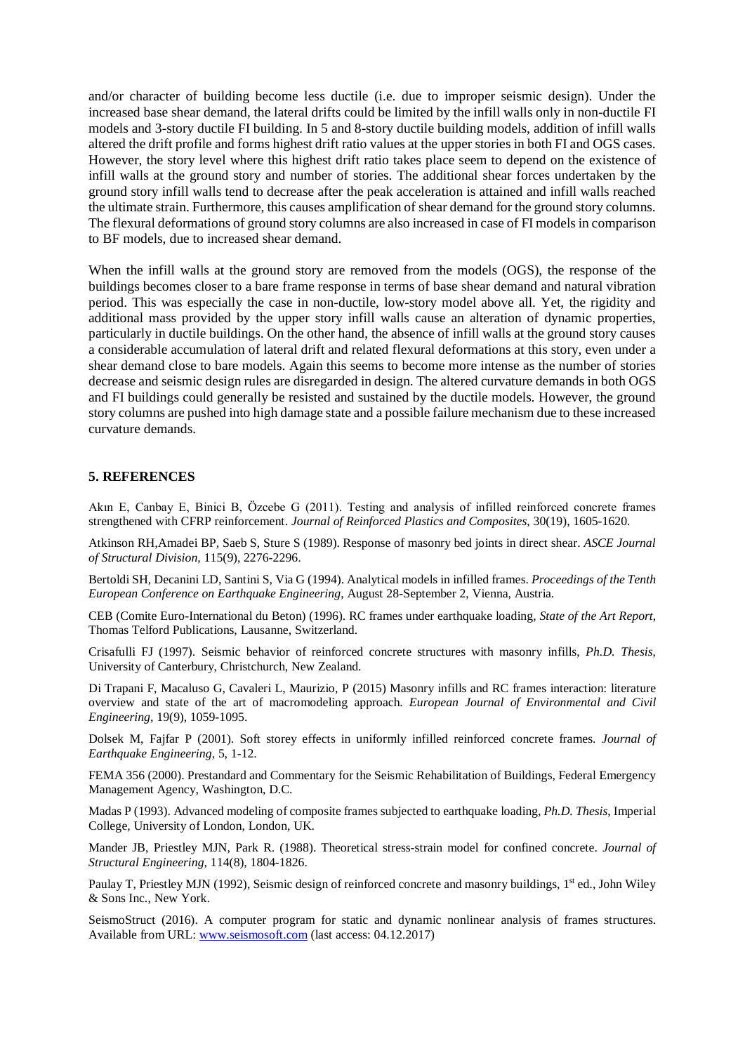and/or character of building become less ductile (i.e. due to improper seismic design). Under the increased base shear demand, the lateral drifts could be limited by the infill walls only in non-ductile FI models and 3-story ductile FI building. In 5 and 8-story ductile building models, addition of infill walls altered the drift profile and forms highest drift ratio values at the upper stories in both FI and OGS cases. However, the story level where this highest drift ratio takes place seem to depend on the existence of infill walls at the ground story and number of stories. The additional shear forces undertaken by the ground story infill walls tend to decrease after the peak acceleration is attained and infill walls reached the ultimate strain. Furthermore, this causes amplification of shear demand for the ground story columns. The flexural deformations of ground story columns are also increased in case of FI models in comparison to BF models, due to increased shear demand.

When the infill walls at the ground story are removed from the models (OGS), the response of the buildings becomes closer to a bare frame response in terms of base shear demand and natural vibration period. This was especially the case in non-ductile, low-story model above all. Yet, the rigidity and additional mass provided by the upper story infill walls cause an alteration of dynamic properties, particularly in ductile buildings. On the other hand, the absence of infill walls at the ground story causes a considerable accumulation of lateral drift and related flexural deformations at this story, even under a shear demand close to bare models. Again this seems to become more intense as the number of stories decrease and seismic design rules are disregarded in design. The altered curvature demands in both OGS and FI buildings could generally be resisted and sustained by the ductile models. However, the ground story columns are pushed into high damage state and a possible failure mechanism due to these increased curvature demands.

## 5. REFERENCES

Akın E, Canbay E, Binici B, Özcebe G (2011). Testing and analysis of infilled reinforced concrete frames strengthened with CFRP reinforcement. *Journal of Reinforced Plastics and Composites*, 30(19), 1605-1620.

Atkinson RH,Amadei BP, Saeb S, Sture S (1989). Response of masonry bed joints in direct shear. *ASCE Journal of Structural Division*, 115(9), 2276-2296.

Bertoldi SH, Decanini LD, Santini S, Via G (1994). Analytical models in infilled frames. *Proceedings of the Tenth European Conference on Earthquake Engineering*, August 28-September 2, Vienna, Austria.

CEB (Comite Euro-International du Beton) (1996). RC frames under earthquake loading, *State of the Art Report*, Thomas Telford Publications, Lausanne, Switzerland.

Crisafulli FJ (1997). Seismic behavior of reinforced concrete structures with masonry infills, *Ph.D. Thesis*, University of Canterbury, Christchurch, New Zealand.

Di Trapani F, Macaluso G, Cavaleri L, Maurizio, P (2015) Masonry infills and RC frames interaction: literature overview and state of the art of macromodeling approach. *European Journal of Environmental and Civil Engineering*, 19(9), 1059-1095.

Dolsek M, Fajfar P (2001). Soft storey effects in uniformly infilled reinforced concrete frames. *Journal of Earthquake Engineering*, 5, 1-12.

FEMA 356 (2000). Prestandard and Commentary for the Seismic Rehabilitation of Buildings, Federal Emergency Management Agency, Washington, D.C.

Madas P (1993). Advanced modeling of composite frames subjected to earthquake loading, *Ph.D. Thesis*, Imperial College, University of London, London, UK.

Mander JB, Priestley MJN, Park R. (1988). Theoretical stress-strain model for confined concrete. *Journal of Structural Engineering*, 114(8), 1804-1826.

Paulay T, Priestley MJN (1992), Seismic design of reinforced concrete and masonry buildings, 1st ed., John Wiley & Sons Inc., New York.

SeismoStruct (2016). A computer program for static and dynamic nonlinear analysis of frames structures. Available from URL: www.seismosoft.com (last access: 04.12.2017)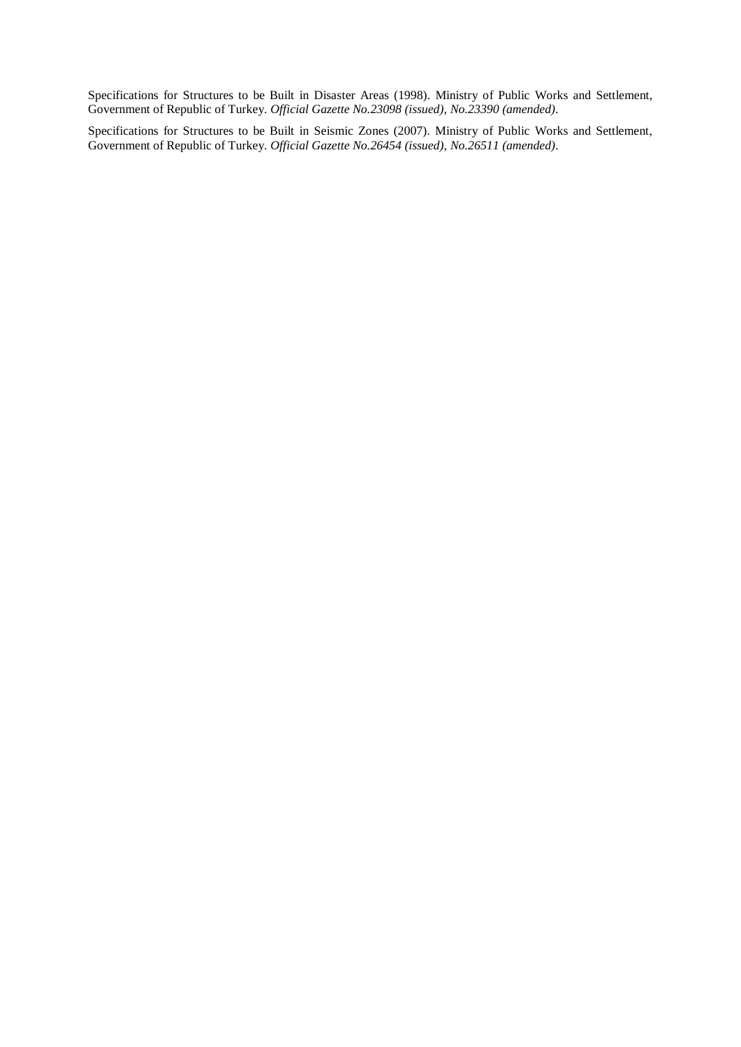Specifications for Structures to be Built in Disaster Areas (1998). Ministry of Public Works and Settlement, Government of Republic of Turkey. *Official Gazette No.23098 (issued), No.23390 (amended).*

Specifications for Structures to be Built in Seismic Zones (2007). Ministry of Public Works and Settlement, Government of Republic of Turkey. *Official Gazette No.26454 (issued), No.26511 (amended).*